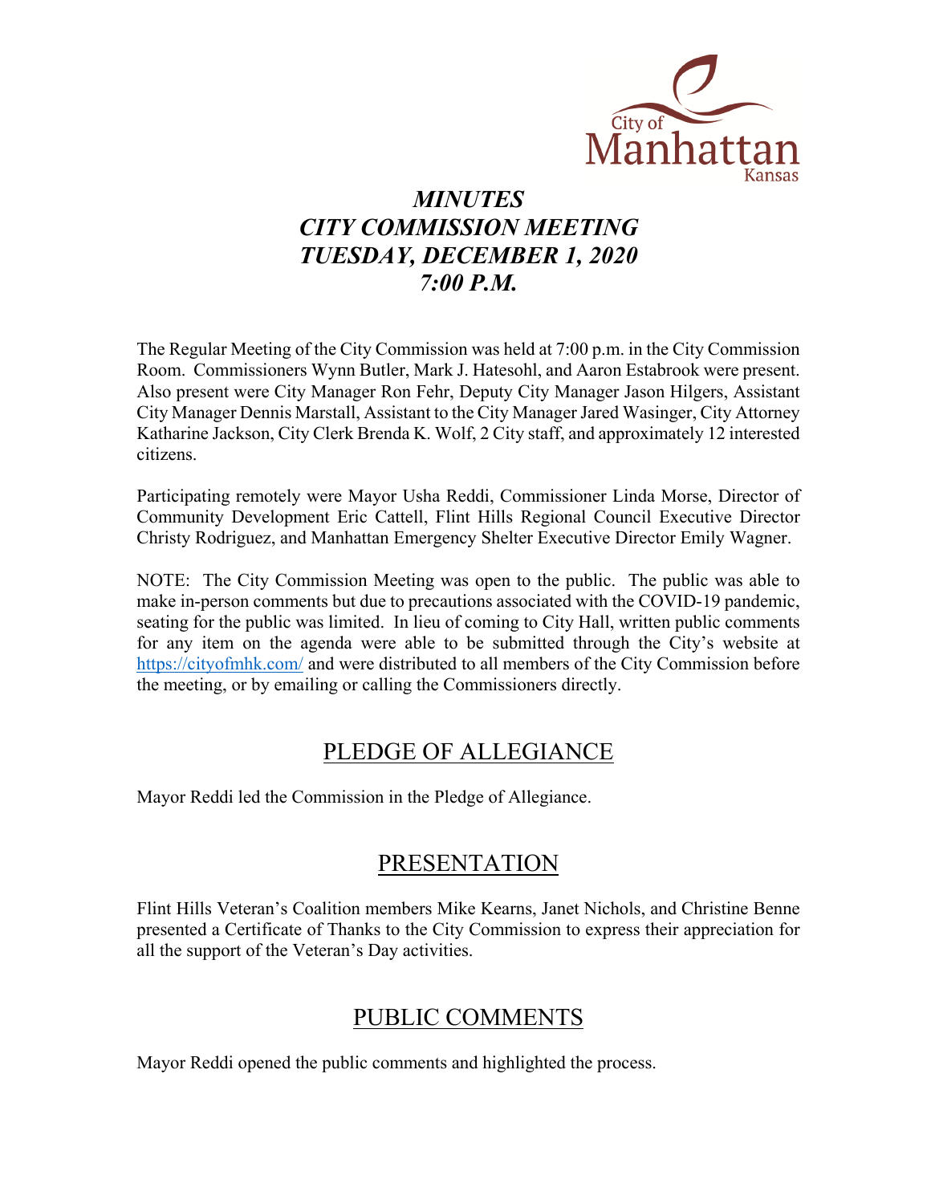City of Manhattan Kansas

# *MINUTES*
# *CITY COMMISSION MEETING*
# *TUESDAY, DECEMBER 1, 2020*
# *7:00 P.M.*

The Regular Meeting of the City Commission was held at 7:00 p.m. in the City Commission Room. Commissioners Wynn Butler, Mark J. Hatesohl, and Aaron Estabrook were present. Also present were City Manager Ron Fehr, Deputy City Manager Jason Hilgers, Assistant City Manager Dennis Marstall, Assistant to the City Manager Jared Wasinger, City Attorney Katharine Jackson, City Clerk Brenda K. Wolf, 2 City staff, and approximately 12 interested citizens.

Participating remotely were Mayor Usha Reddi, Commissioner Linda Morse, Director of Community Development Eric Cattell, Flint Hills Regional Council Executive Director Christy Rodriguez, and Manhattan Emergency Shelter Executive Director Emily Wagner.

NOTE: The City Commission Meeting was open to the public. The public was able to make in-person comments but due to precautions associated with the COVID-19 pandemic, seating for the public was limited. In lieu of coming to City Hall, written public comments for any item on the agenda were able to be submitted through the City's website at https://cityofmhk.com/ and were distributed to all members of the City Commission before the meeting, or by emailing or calling the Commissioners directly.

## PLEDGE OF ALLEGIANCE

Mayor Reddi led the Commission in the Pledge of Allegiance.

## PRESENTATION

Flint Hills Veteran's Coalition members Mike Kearns, Janet Nichols, and Christine Benne presented a Certificate of Thanks to the City Commission to express their appreciation for all the support of the Veteran's Day activities.

## PUBLIC COMMENTS

Mayor Reddi opened the public comments and highlighted the process.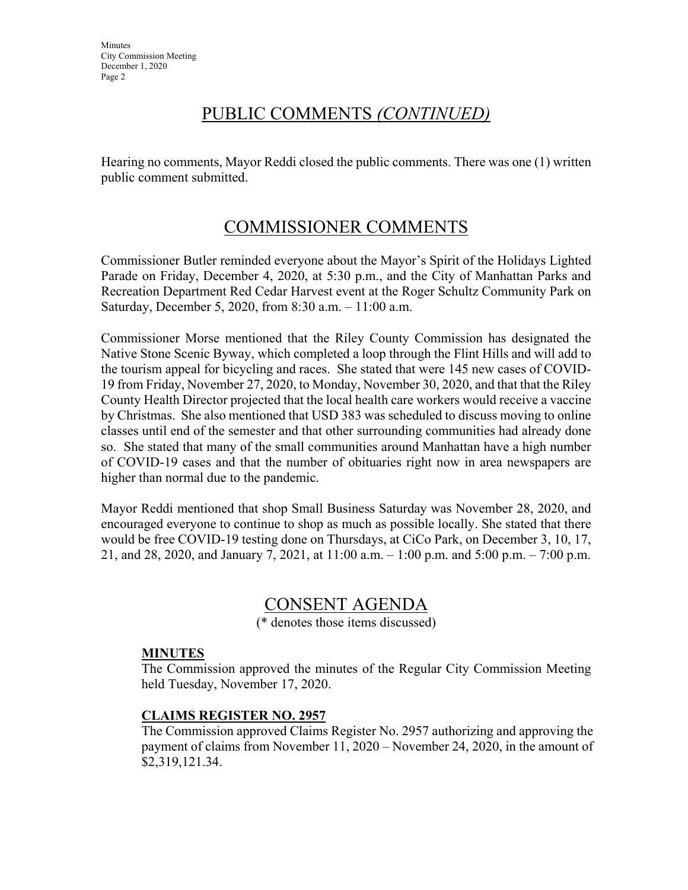## PUBLIC COMMENTS *(CONTINUED)*

Hearing no comments, Mayor Reddi closed the public comments. There was one (1) written public comment submitted.

## COMMISSIONER COMMENTS

Commissioner Butler reminded everyone about the Mayor's Spirit of the Holidays Lighted Parade on Friday, December 4, 2020, at 5:30 p.m., and the City of Manhattan Parks and Recreation Department Red Cedar Harvest event at the Roger Schultz Community Park on Saturday, December 5, 2020, from 8:30 a.m. – 11:00 a.m.

Commissioner Morse mentioned that the Riley County Commission has designated the Native Stone Scenic Byway, which completed a loop through the Flint Hills and will add to the tourism appeal for bicycling and races. She stated that were 145 new cases of COVID-19 from Friday, November 27, 2020, to Monday, November 30, 2020, and that that the Riley County Health Director projected that the local health care workers would receive a vaccine by Christmas. She also mentioned that USD 383 was scheduled to discuss moving to online classes until end of the semester and that other surrounding communities had already done so. She stated that many of the small communities around Manhattan have a high number of COVID-19 cases and that the number of obituaries right now in area newspapers are higher than normal due to the pandemic.

Mayor Reddi mentioned that shop Small Business Saturday was November 28, 2020, and encouraged everyone to continue to shop as much as possible locally. She stated that there would be free COVID-19 testing done on Thursdays, at CiCo Park, on December 3, 10, 17, 21, and 28, 2020, and January 7, 2021, at 11:00 a.m. – 1:00 p.m. and 5:00 p.m. – 7:00 p.m.

## CONSENT AGENDA

(* denotes those items discussed)

**MINUTES**

The Commission approved the minutes of the Regular City Commission Meeting held Tuesday, November 17, 2020.

**CLAIMS REGISTER NO. 2957**

The Commission approved Claims Register No. 2957 authorizing and approving the payment of claims from November 11, 2020 – November 24, 2020, in the amount of $2,319,121.34.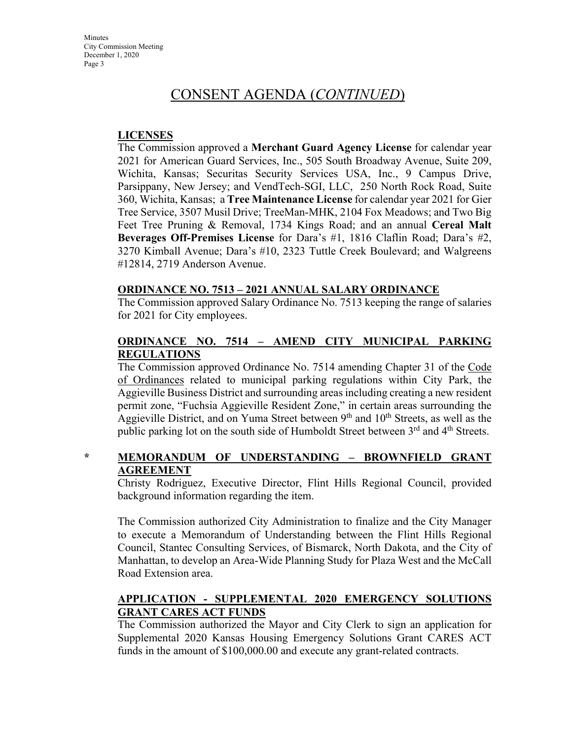# CONSENT AGENDA (*CONTINUED*)

## LICENSES

The Commission approved a **Merchant Guard Agency License** for calendar year 2021 for American Guard Services, Inc., 505 South Broadway Avenue, Suite 209, Wichita, Kansas; Securitas Security Services USA, Inc., 9 Campus Drive, Parsippany, New Jersey; and VendTech-SGI, LLC, 250 North Rock Road, Suite 360, Wichita, Kansas; a **Tree Maintenance License** for calendar year 2021 for Gier Tree Service, 3507 Musil Drive; TreeMan-MHK, 2104 Fox Meadows; and Two Big Feet Tree Pruning & Removal, 1734 Kings Road; and an annual **Cereal Malt Beverages Off-Premises License** for Dara's #1, 1816 Claflin Road; Dara's #2, 3270 Kimball Avenue; Dara's #10, 2323 Tuttle Creek Boulevard; and Walgreens #12814, 2719 Anderson Avenue.

## ORDINANCE NO. 7513 – 2021 ANNUAL SALARY ORDINANCE

The Commission approved Salary Ordinance No. 7513 keeping the range of salaries for 2021 for City employees.

## ORDINANCE NO. 7514 – AMEND CITY MUNICIPAL PARKING REGULATIONS

The Commission approved Ordinance No. 7514 amending Chapter 31 of the Code of Ordinances related to municipal parking regulations within City Park, the Aggieville Business District and surrounding areas including creating a new resident permit zone, "Fuchsia Aggieville Resident Zone," in certain areas surrounding the Aggieville District, and on Yuma Street between 9th and 10th Streets, as well as the public parking lot on the south side of Humboldt Street between 3rd and 4th Streets.

## * MEMORANDUM OF UNDERSTANDING – BROWNFIELD GRANT AGREEMENT

Christy Rodriguez, Executive Director, Flint Hills Regional Council, provided background information regarding the item.

The Commission authorized City Administration to finalize and the City Manager to execute a Memorandum of Understanding between the Flint Hills Regional Council, Stantec Consulting Services, of Bismarck, North Dakota, and the City of Manhattan, to develop an Area-Wide Planning Study for Plaza West and the McCall Road Extension area.

## APPLICATION - SUPPLEMENTAL 2020 EMERGENCY SOLUTIONS GRANT CARES ACT FUNDS

The Commission authorized the Mayor and City Clerk to sign an application for Supplemental 2020 Kansas Housing Emergency Solutions Grant CARES ACT funds in the amount of $100,000.00 and execute any grant-related contracts.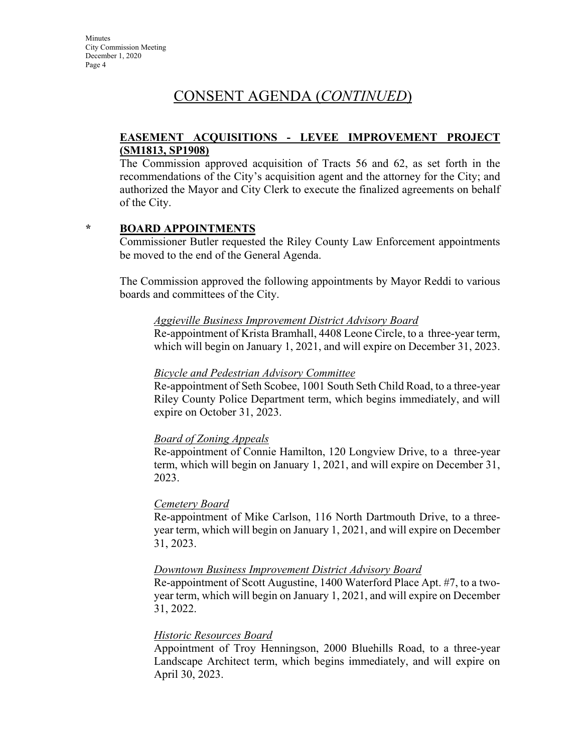# CONSENT AGENDA (*CONTINUED*)

**EASEMENT ACQUISITIONS - LEVEE IMPROVEMENT PROJECT (SM1813, SP1908)**

The Commission approved acquisition of Tracts 56 and 62, as set forth in the recommendations of the City's acquisition agent and the attorney for the City; and authorized the Mayor and City Clerk to execute the finalized agreements on behalf of the City.

\* **BOARD APPOINTMENTS**

Commissioner Butler requested the Riley County Law Enforcement appointments be moved to the end of the General Agenda.

The Commission approved the following appointments by Mayor Reddi to various boards and committees of the City.

*Aggieville Business Improvement District Advisory Board*
Re-appointment of Krista Bramhall, 4408 Leone Circle, to a three-year term, which will begin on January 1, 2021, and will expire on December 31, 2023.

*Bicycle and Pedestrian Advisory Committee*
Re-appointment of Seth Scobee, 1001 South Seth Child Road, to a three-year Riley County Police Department term, which begins immediately, and will expire on October 31, 2023.

*Board of Zoning Appeals*
Re-appointment of Connie Hamilton, 120 Longview Drive, to a three-year term, which will begin on January 1, 2021, and will expire on December 31, 2023.

*Cemetery Board*
Re-appointment of Mike Carlson, 116 North Dartmouth Drive, to a three-year term, which will begin on January 1, 2021, and will expire on December 31, 2023.

*Downtown Business Improvement District Advisory Board*
Re-appointment of Scott Augustine, 1400 Waterford Place Apt. #7, to a two-year term, which will begin on January 1, 2021, and will expire on December 31, 2022.

*Historic Resources Board*
Appointment of Troy Henningson, 2000 Bluehills Road, to a three-year Landscape Architect term, which begins immediately, and will expire on April 30, 2023.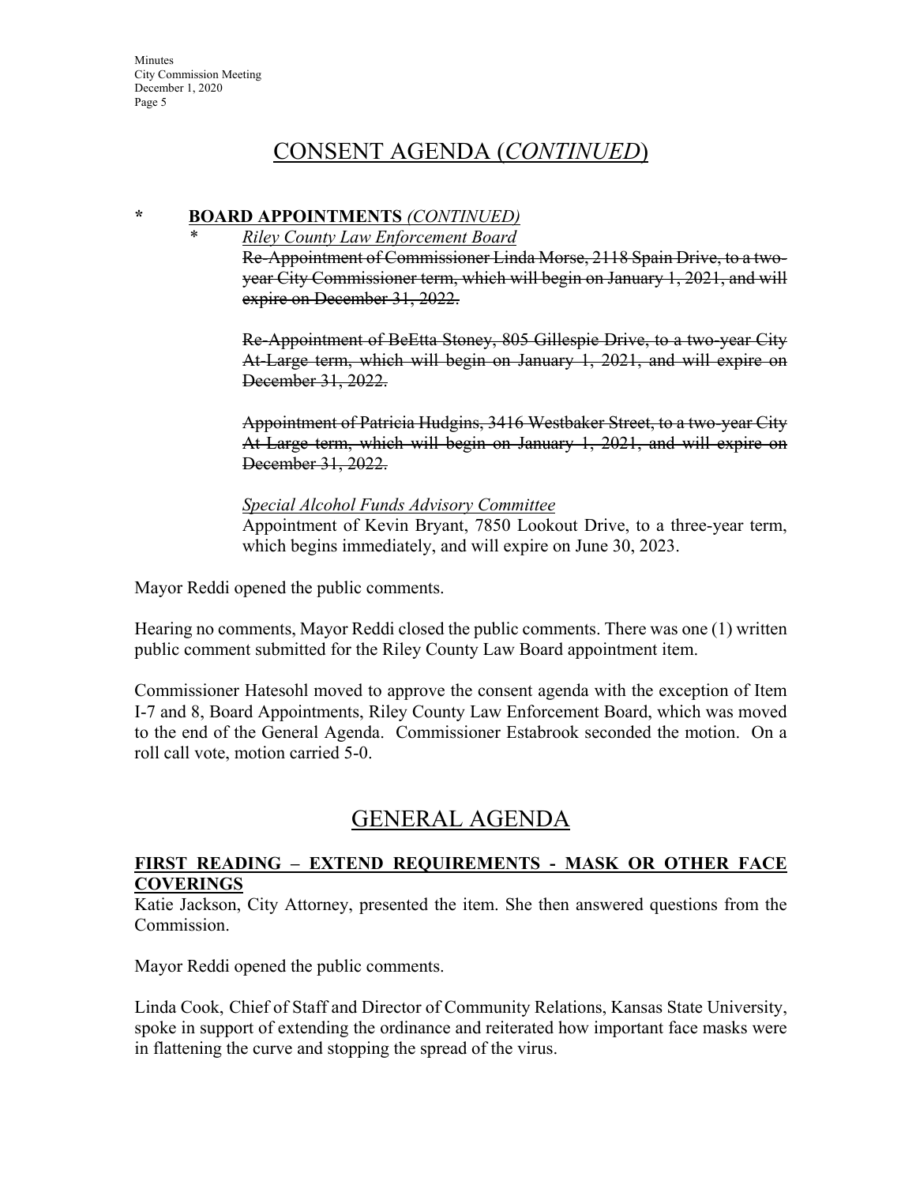# CONSENT AGENDA (*CONTINUED*)

**\* BOARD APPOINTMENTS** ***(CONTINUED)***

\* *Riley County Law Enforcement Board*

~~Re-Appointment of Commissioner Linda Morse, 2118 Spain Drive, to a two-year City Commissioner term, which will begin on January 1, 2021, and will expire on December 31, 2022.~~

~~Re-Appointment of BeEtta Stoney, 805 Gillespie Drive, to a two-year City At-Large term, which will begin on January 1, 2021, and will expire on December 31, 2022.~~

~~Appointment of Patricia Hudgins, 3416 Westbaker Street, to a two-year City At-Large term, which will begin on January 1, 2021, and will expire on December 31, 2022.~~

*Special Alcohol Funds Advisory Committee*

Appointment of Kevin Bryant, 7850 Lookout Drive, to a three-year term, which begins immediately, and will expire on June 30, 2023.

Mayor Reddi opened the public comments.

Hearing no comments, Mayor Reddi closed the public comments. There was one (1) written public comment submitted for the Riley County Law Board appointment item.

Commissioner Hatesohl moved to approve the consent agenda with the exception of Item I-7 and 8, Board Appointments, Riley County Law Enforcement Board, which was moved to the end of the General Agenda. Commissioner Estabrook seconded the motion. On a roll call vote, motion carried 5-0.

# GENERAL AGENDA

**FIRST READING – EXTEND REQUIREMENTS - MASK OR OTHER FACE COVERINGS**

Katie Jackson, City Attorney, presented the item. She then answered questions from the Commission.

Mayor Reddi opened the public comments.

Linda Cook, Chief of Staff and Director of Community Relations, Kansas State University, spoke in support of extending the ordinance and reiterated how important face masks were in flattening the curve and stopping the spread of the virus.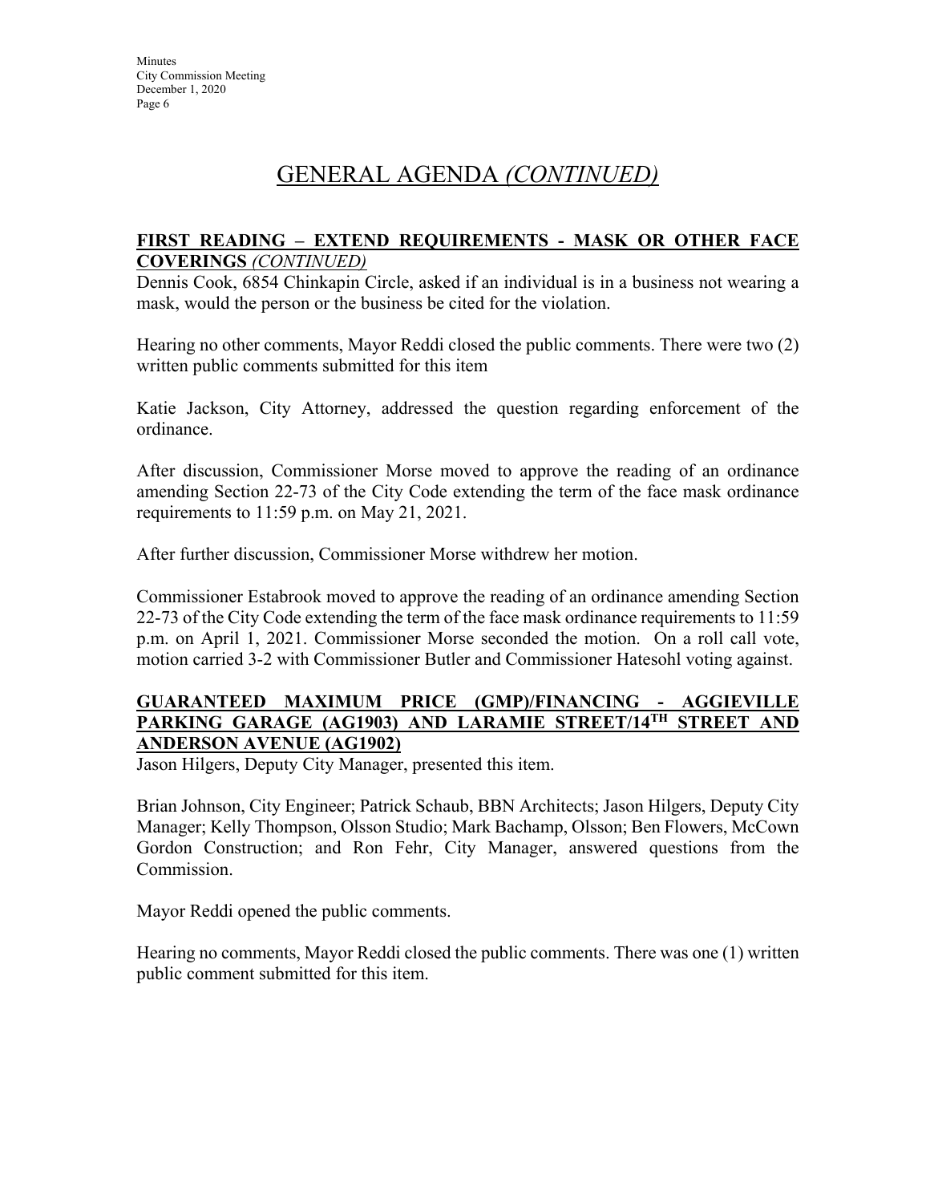# GENERAL AGENDA *(CONTINUED)*

**FIRST READING – EXTEND REQUIREMENTS - MASK OR OTHER FACE COVERINGS** ***(CONTINUED)***

Dennis Cook, 6854 Chinkapin Circle, asked if an individual is in a business not wearing a mask, would the person or the business be cited for the violation.

Hearing no other comments, Mayor Reddi closed the public comments. There were two (2) written public comments submitted for this item

Katie Jackson, City Attorney, addressed the question regarding enforcement of the ordinance.

After discussion, Commissioner Morse moved to approve the reading of an ordinance amending Section 22-73 of the City Code extending the term of the face mask ordinance requirements to 11:59 p.m. on May 21, 2021.

After further discussion, Commissioner Morse withdrew her motion.

Commissioner Estabrook moved to approve the reading of an ordinance amending Section 22-73 of the City Code extending the term of the face mask ordinance requirements to 11:59 p.m. on April 1, 2021. Commissioner Morse seconded the motion. On a roll call vote, motion carried 3-2 with Commissioner Butler and Commissioner Hatesohl voting against.

**GUARANTEED MAXIMUM PRICE (GMP)/FINANCING - AGGIEVILLE PARKING GARAGE (AG1903) AND LARAMIE STREET/14TH STREET AND ANDERSON AVENUE (AG1902)**

Jason Hilgers, Deputy City Manager, presented this item.

Brian Johnson, City Engineer; Patrick Schaub, BBN Architects; Jason Hilgers, Deputy City Manager; Kelly Thompson, Olsson Studio; Mark Bachamp, Olsson; Ben Flowers, McCown Gordon Construction; and Ron Fehr, City Manager, answered questions from the Commission.

Mayor Reddi opened the public comments.

Hearing no comments, Mayor Reddi closed the public comments. There was one (1) written public comment submitted for this item.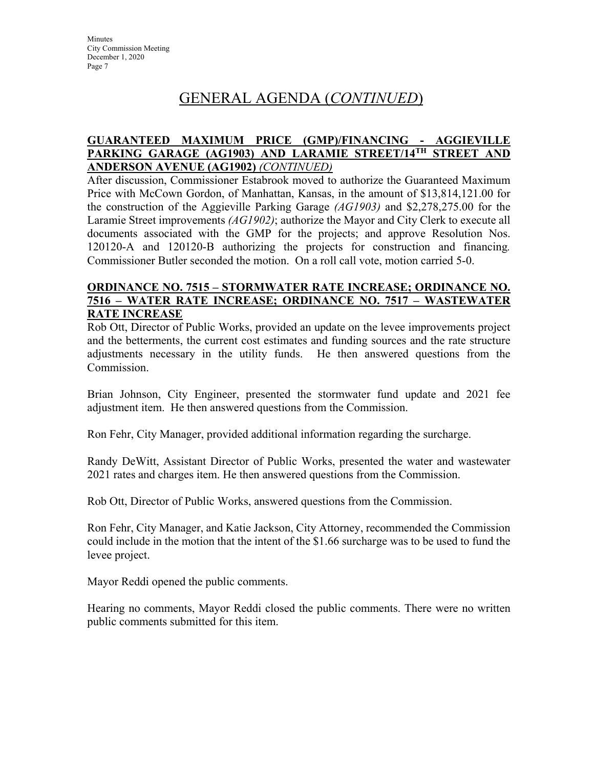# GENERAL AGENDA (*CONTINUED*)

**GUARANTEED MAXIMUM PRICE (GMP)/FINANCING - AGGIEVILLE PARKING GARAGE (AG1903) AND LARAMIE STREET/14TH STREET AND ANDERSON AVENUE (AG1902)** *(CONTINUED)*

After discussion, Commissioner Estabrook moved to authorize the Guaranteed Maximum Price with McCown Gordon, of Manhattan, Kansas, in the amount of $13,814,121.00 for the construction of the Aggieville Parking Garage *(AG1903)* and $2,278,275.00 for the Laramie Street improvements *(AG1902)*; authorize the Mayor and City Clerk to execute all documents associated with the GMP for the projects; and approve Resolution Nos. 120120-A and 120120-B authorizing the projects for construction and financing. Commissioner Butler seconded the motion. On a roll call vote, motion carried 5-0.

**ORDINANCE NO. 7515 – STORMWATER RATE INCREASE; ORDINANCE NO. 7516 – WATER RATE INCREASE; ORDINANCE NO. 7517 – WASTEWATER RATE INCREASE**

Rob Ott, Director of Public Works, provided an update on the levee improvements project and the betterments, the current cost estimates and funding sources and the rate structure adjustments necessary in the utility funds. He then answered questions from the Commission.

Brian Johnson, City Engineer, presented the stormwater fund update and 2021 fee adjustment item. He then answered questions from the Commission.

Ron Fehr, City Manager, provided additional information regarding the surcharge.

Randy DeWitt, Assistant Director of Public Works, presented the water and wastewater 2021 rates and charges item. He then answered questions from the Commission.

Rob Ott, Director of Public Works, answered questions from the Commission.

Ron Fehr, City Manager, and Katie Jackson, City Attorney, recommended the Commission could include in the motion that the intent of the $1.66 surcharge was to be used to fund the levee project.

Mayor Reddi opened the public comments.

Hearing no comments, Mayor Reddi closed the public comments. There were no written public comments submitted for this item.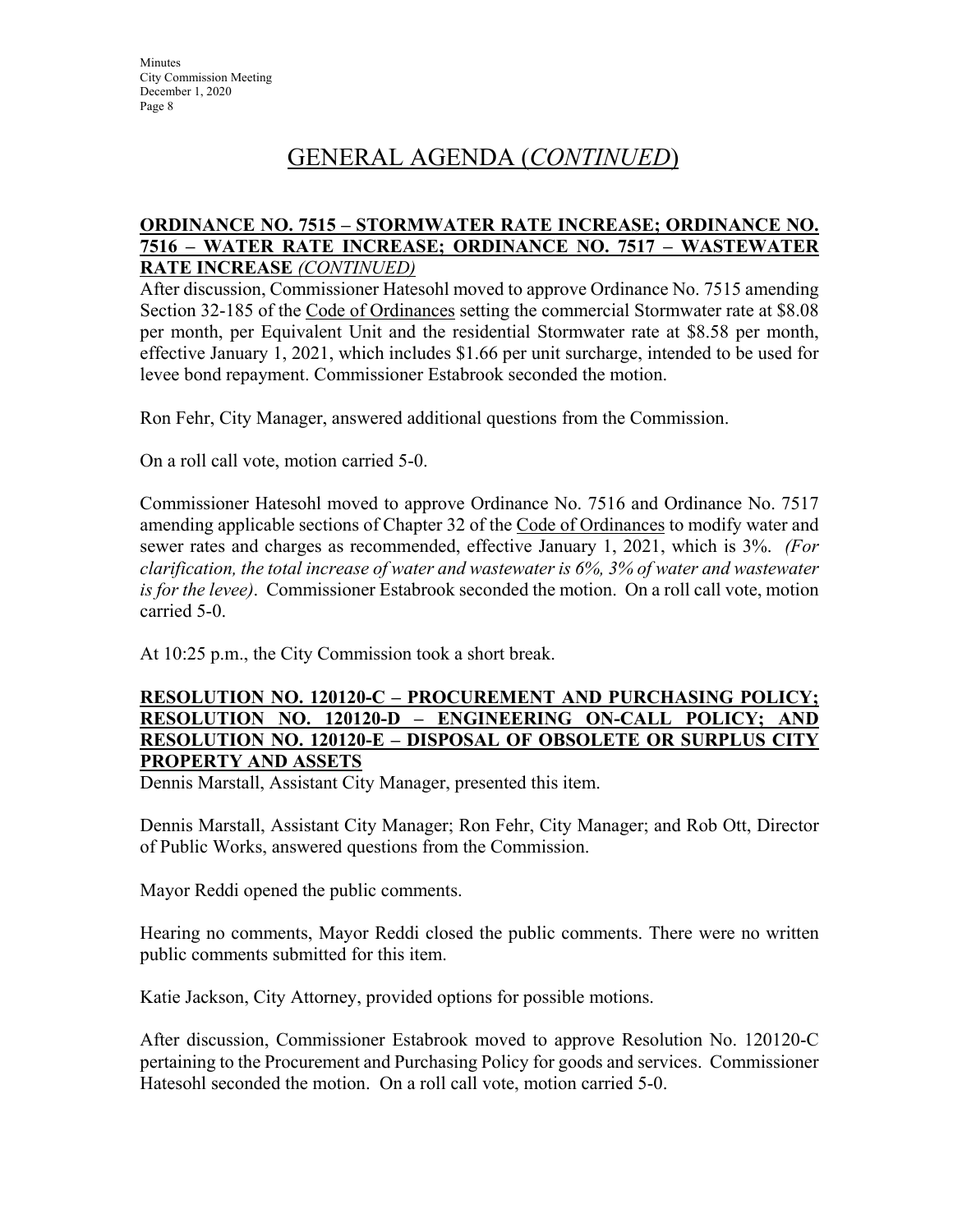# GENERAL AGENDA (*CONTINUED*)

**ORDINANCE NO. 7515 – STORMWATER RATE INCREASE; ORDINANCE NO. 7516 – WATER RATE INCREASE; ORDINANCE NO. 7517 – WASTEWATER RATE INCREASE** *(CONTINUED)*

After discussion, Commissioner Hatesohl moved to approve Ordinance No. 7515 amending Section 32-185 of the Code of Ordinances setting the commercial Stormwater rate at $8.08 per month, per Equivalent Unit and the residential Stormwater rate at $8.58 per month, effective January 1, 2021, which includes $1.66 per unit surcharge, intended to be used for levee bond repayment. Commissioner Estabrook seconded the motion.

Ron Fehr, City Manager, answered additional questions from the Commission.

On a roll call vote, motion carried 5-0.

Commissioner Hatesohl moved to approve Ordinance No. 7516 and Ordinance No. 7517 amending applicable sections of Chapter 32 of the Code of Ordinances to modify water and sewer rates and charges as recommended, effective January 1, 2021, which is 3%. *(For clarification, the total increase of water and wastewater is 6%, 3% of water and wastewater is for the levee)*. Commissioner Estabrook seconded the motion. On a roll call vote, motion carried 5-0.

At 10:25 p.m., the City Commission took a short break.

**RESOLUTION NO. 120120-C – PROCUREMENT AND PURCHASING POLICY; RESOLUTION NO. 120120-D – ENGINEERING ON-CALL POLICY; AND RESOLUTION NO. 120120-E – DISPOSAL OF OBSOLETE OR SURPLUS CITY PROPERTY AND ASSETS**

Dennis Marstall, Assistant City Manager, presented this item.

Dennis Marstall, Assistant City Manager; Ron Fehr, City Manager; and Rob Ott, Director of Public Works, answered questions from the Commission.

Mayor Reddi opened the public comments.

Hearing no comments, Mayor Reddi closed the public comments. There were no written public comments submitted for this item.

Katie Jackson, City Attorney, provided options for possible motions.

After discussion, Commissioner Estabrook moved to approve Resolution No. 120120-C pertaining to the Procurement and Purchasing Policy for goods and services. Commissioner Hatesohl seconded the motion. On a roll call vote, motion carried 5-0.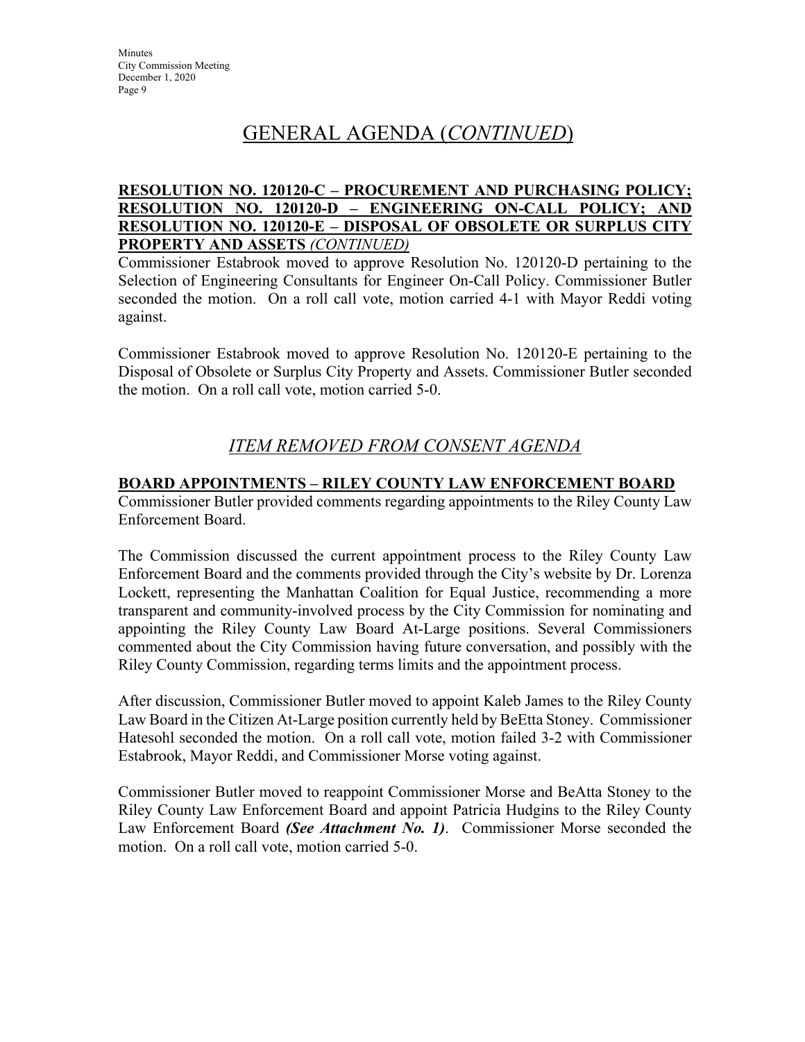# GENERAL AGENDA (*CONTINUED*)

**RESOLUTION NO. 120120-C – PROCUREMENT AND PURCHASING POLICY; RESOLUTION NO. 120120-D – ENGINEERING ON-CALL POLICY; AND RESOLUTION NO. 120120-E – DISPOSAL OF OBSOLETE OR SURPLUS CITY PROPERTY AND ASSETS** ***(CONTINUED)***

Commissioner Estabrook moved to approve Resolution No. 120120-D pertaining to the Selection of Engineering Consultants for Engineer On-Call Policy. Commissioner Butler seconded the motion. On a roll call vote, motion carried 4-1 with Mayor Reddi voting against.

Commissioner Estabrook moved to approve Resolution No. 120120-E pertaining to the Disposal of Obsolete or Surplus City Property and Assets. Commissioner Butler seconded the motion. On a roll call vote, motion carried 5-0.

## *ITEM REMOVED FROM CONSENT AGENDA*

**BOARD APPOINTMENTS – RILEY COUNTY LAW ENFORCEMENT BOARD**

Commissioner Butler provided comments regarding appointments to the Riley County Law Enforcement Board.

The Commission discussed the current appointment process to the Riley County Law Enforcement Board and the comments provided through the City's website by Dr. Lorenza Lockett, representing the Manhattan Coalition for Equal Justice, recommending a more transparent and community-involved process by the City Commission for nominating and appointing the Riley County Law Board At-Large positions. Several Commissioners commented about the City Commission having future conversation, and possibly with the Riley County Commission, regarding terms limits and the appointment process.

After discussion, Commissioner Butler moved to appoint Kaleb James to the Riley County Law Board in the Citizen At-Large position currently held by BeEtta Stoney. Commissioner Hatesohl seconded the motion. On a roll call vote, motion failed 3-2 with Commissioner Estabrook, Mayor Reddi, and Commissioner Morse voting against.

Commissioner Butler moved to reappoint Commissioner Morse and BeAtta Stoney to the Riley County Law Enforcement Board and appoint Patricia Hudgins to the Riley County Law Enforcement Board ***(See Attachment No. 1)***. Commissioner Morse seconded the motion. On a roll call vote, motion carried 5-0.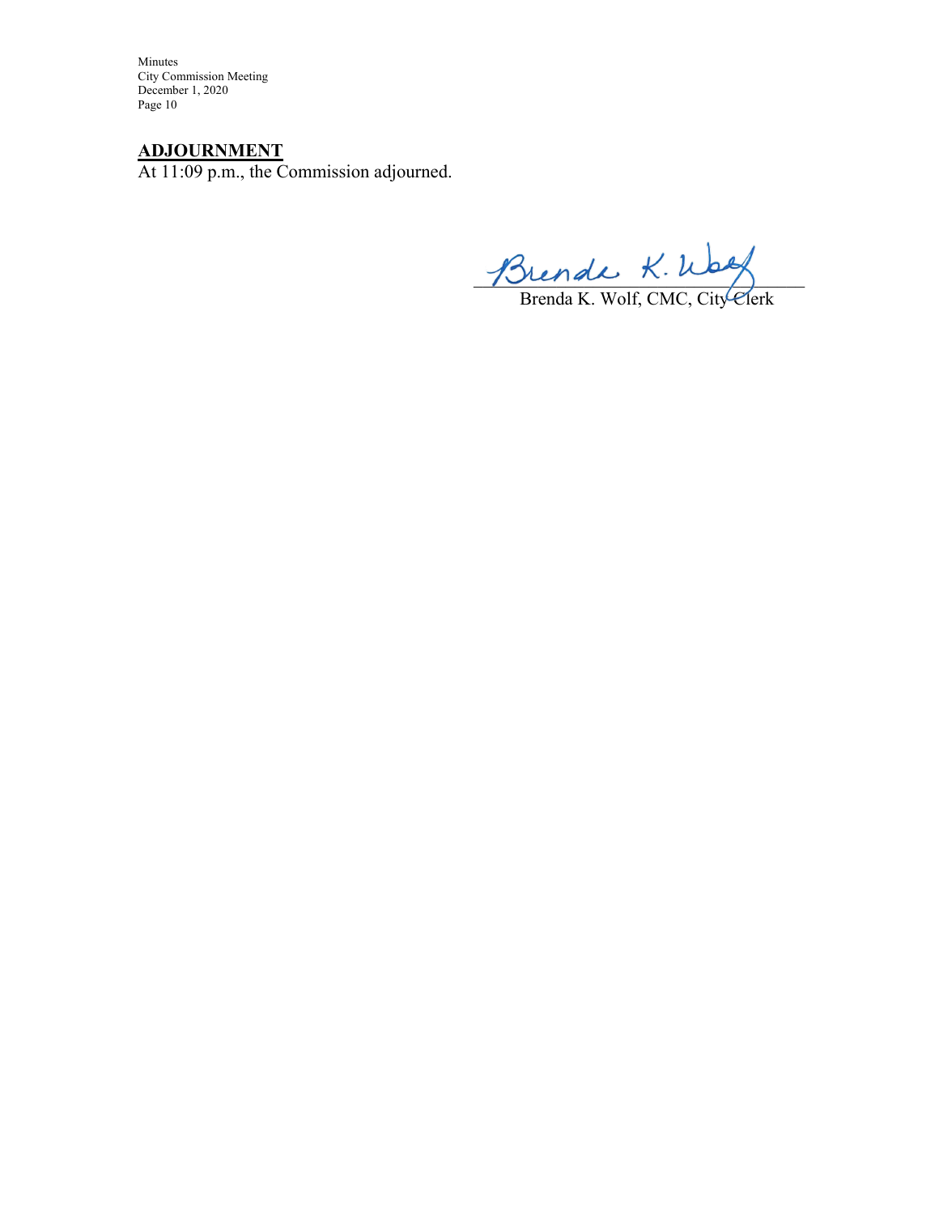**ADJOURNMENT**

At 11:09 p.m., the Commission adjourned.

Brenda K. Wolf, CMC, City Clerk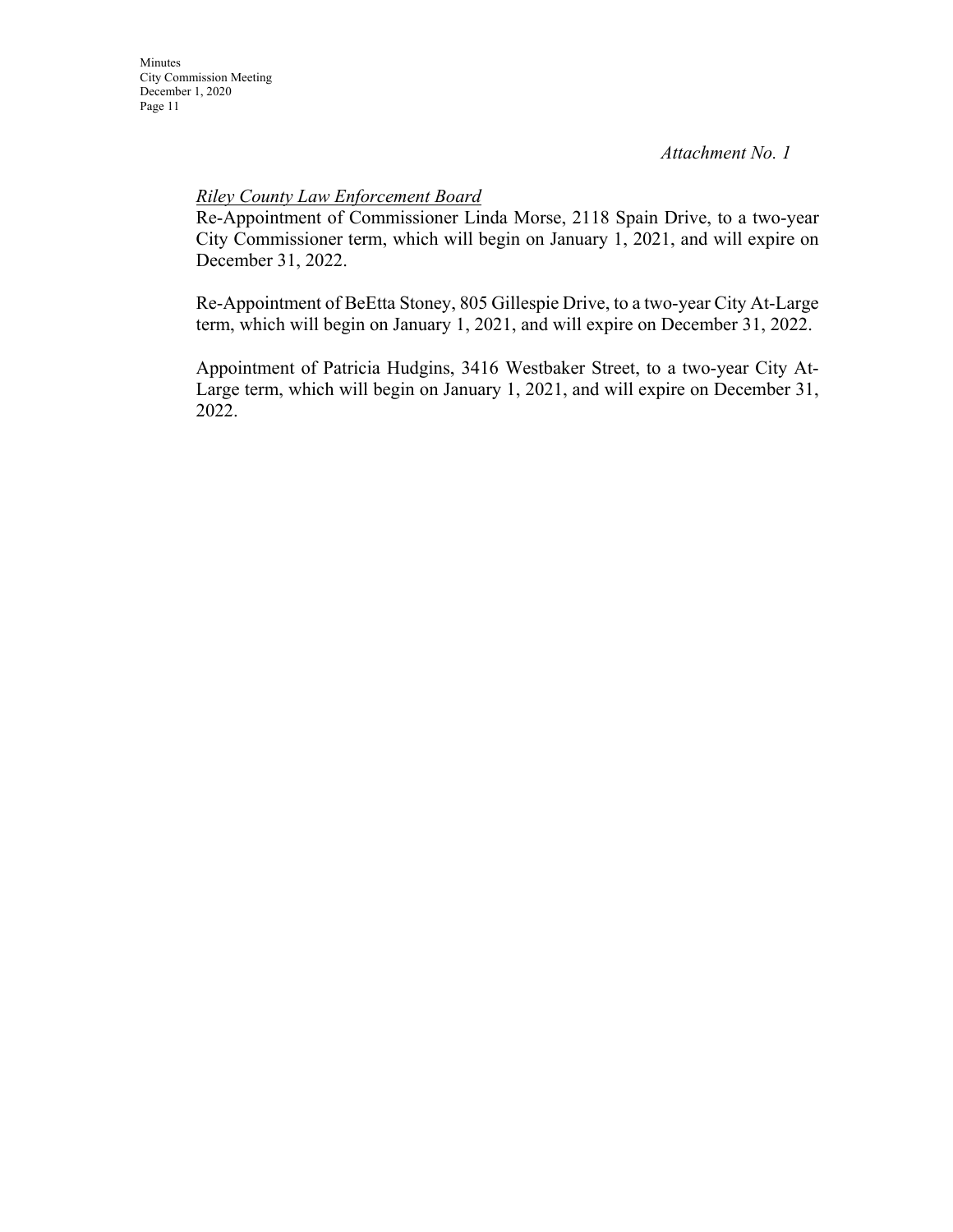*Attachment No. 1*

*Riley County Law Enforcement Board*

Re-Appointment of Commissioner Linda Morse, 2118 Spain Drive, to a two-year City Commissioner term, which will begin on January 1, 2021, and will expire on December 31, 2022.

Re-Appointment of BeEtta Stoney, 805 Gillespie Drive, to a two-year City At-Large term, which will begin on January 1, 2021, and will expire on December 31, 2022.

Appointment of Patricia Hudgins, 3416 Westbaker Street, to a two-year City At-Large term, which will begin on January 1, 2021, and will expire on December 31, 2022.